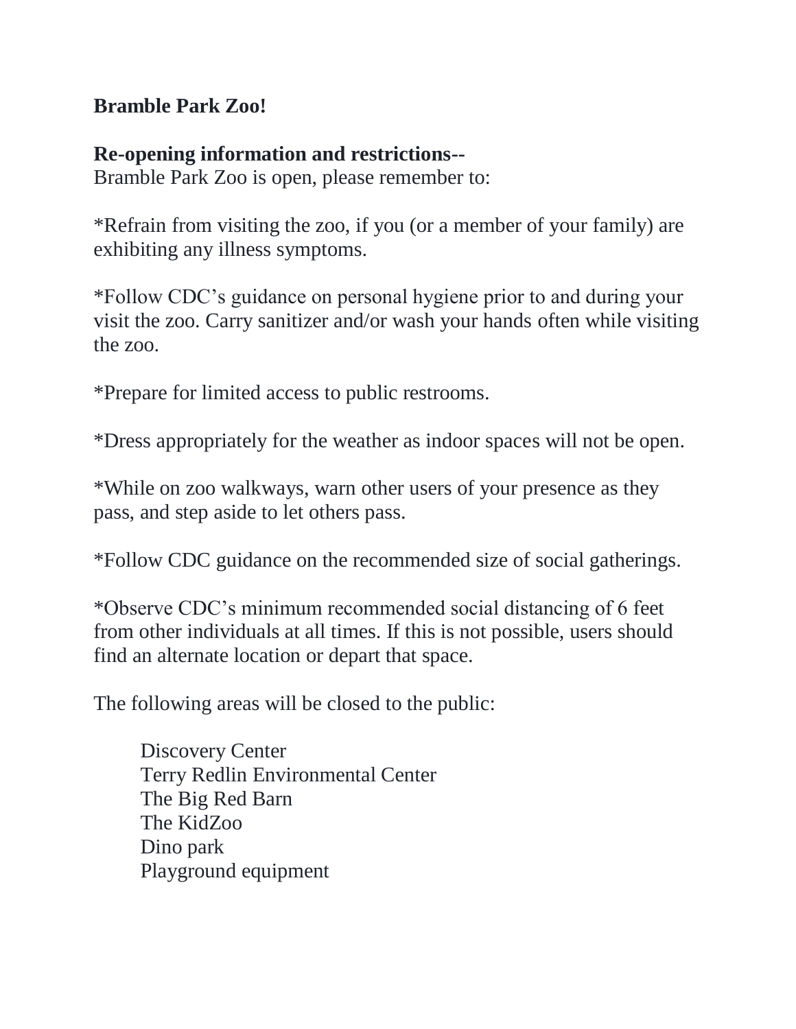**Bramble Park Zoo!**

**Re-opening information and restrictions--**
Bramble Park Zoo is open, please remember to:

*Refrain from visiting the zoo, if you (or a member of your family) are exhibiting any illness symptoms.

*Follow CDC's guidance on personal hygiene prior to and during your visit the zoo. Carry sanitizer and/or wash your hands often while visiting the zoo.

*Prepare for limited access to public restrooms.

*Dress appropriately for the weather as indoor spaces will not be open.

*While on zoo walkways, warn other users of your presence as they pass, and step aside to let others pass.

*Follow CDC guidance on the recommended size of social gatherings.

*Observe CDC's minimum recommended social distancing of 6 feet from other individuals at all times. If this is not possible, users should find an alternate location or depart that space.

The following areas will be closed to the public:

- Discovery Center
- Terry Redlin Environmental Center
- The Big Red Barn
- The KidZoo
- Dino park
- Playground equipment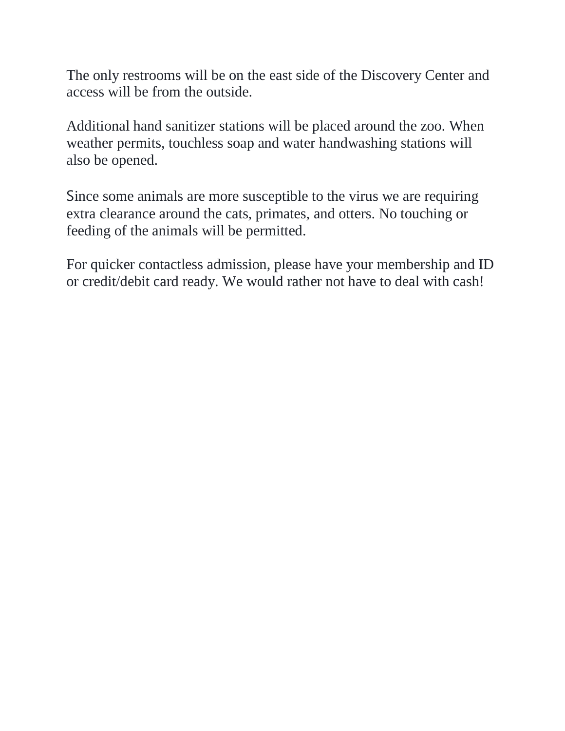The only restrooms will be on the east side of the Discovery Center and access will be from the outside.

Additional hand sanitizer stations will be placed around the zoo. When weather permits, touchless soap and water handwashing stations will also be opened.

Since some animals are more susceptible to the virus we are requiring extra clearance around the cats, primates, and otters. No touching or feeding of the animals will be permitted.

For quicker contactless admission, please have your membership and ID or credit/debit card ready. We would rather not have to deal with cash!